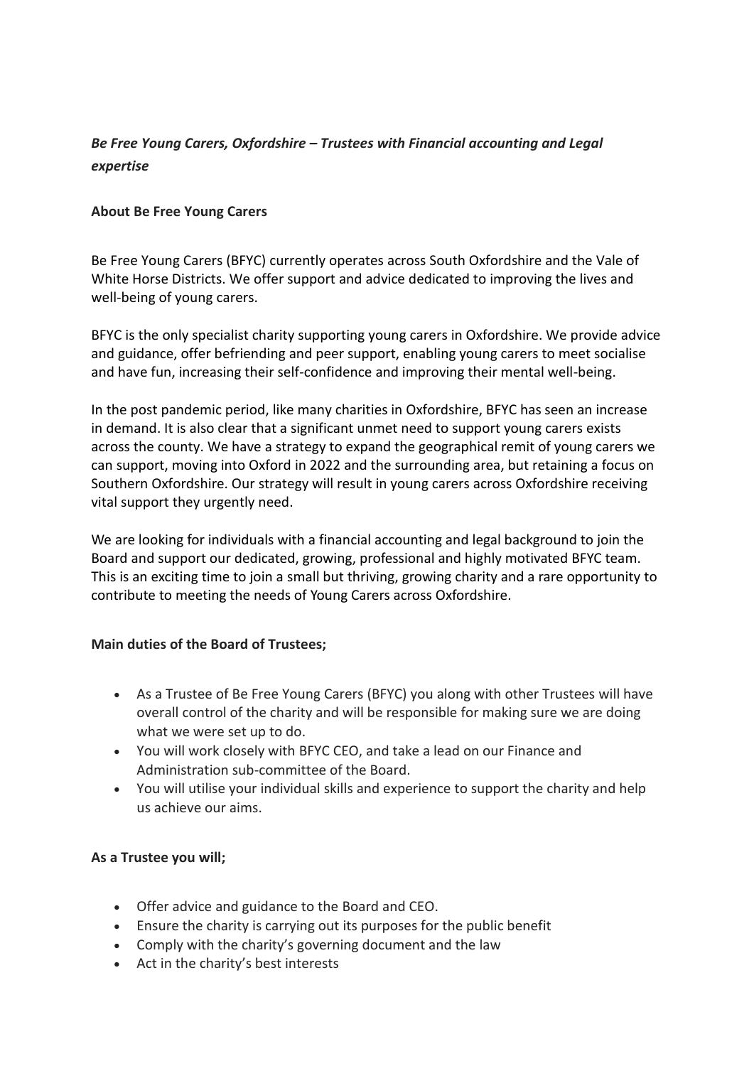# *Be Free Young Carers, Oxfordshire – Trustees with Financial accounting and Legal expertise*

**About Be Free Young Carers**

Be Free Young Carers (BFYC) currently operates across South Oxfordshire and the Vale of White Horse Districts. We offer support and advice dedicated to improving the lives and well-being of young carers.

BFYC is the only specialist charity supporting young carers in Oxfordshire. We provide advice and guidance, offer befriending and peer support, enabling young carers to meet socialise and have fun, increasing their self-confidence and improving their mental well-being.

In the post pandemic period, like many charities in Oxfordshire, BFYC has seen an increase in demand. It is also clear that a significant unmet need to support young carers exists across the county. We have a strategy to expand the geographical remit of young carers we can support, moving into Oxford in 2022 and the surrounding area, but retaining a focus on Southern Oxfordshire. Our strategy will result in young carers across Oxfordshire receiving vital support they urgently need.

We are looking for individuals with a financial accounting and legal background to join the Board and support our dedicated, growing, professional and highly motivated BFYC team. This is an exciting time to join a small but thriving, growing charity and a rare opportunity to contribute to meeting the needs of Young Carers across Oxfordshire.

**Main duties of the Board of Trustees;**

- As a Trustee of Be Free Young Carers (BFYC) you along with other Trustees will have overall control of the charity and will be responsible for making sure we are doing what we were set up to do.
- You will work closely with BFYC CEO, and take a lead on our Finance and Administration sub-committee of the Board.
- You will utilise your individual skills and experience to support the charity and help us achieve our aims.

**As a Trustee you will;**

- Offer advice and guidance to the Board and CEO.
- Ensure the charity is carrying out its purposes for the public benefit
- Comply with the charity's governing document and the law
- Act in the charity's best interests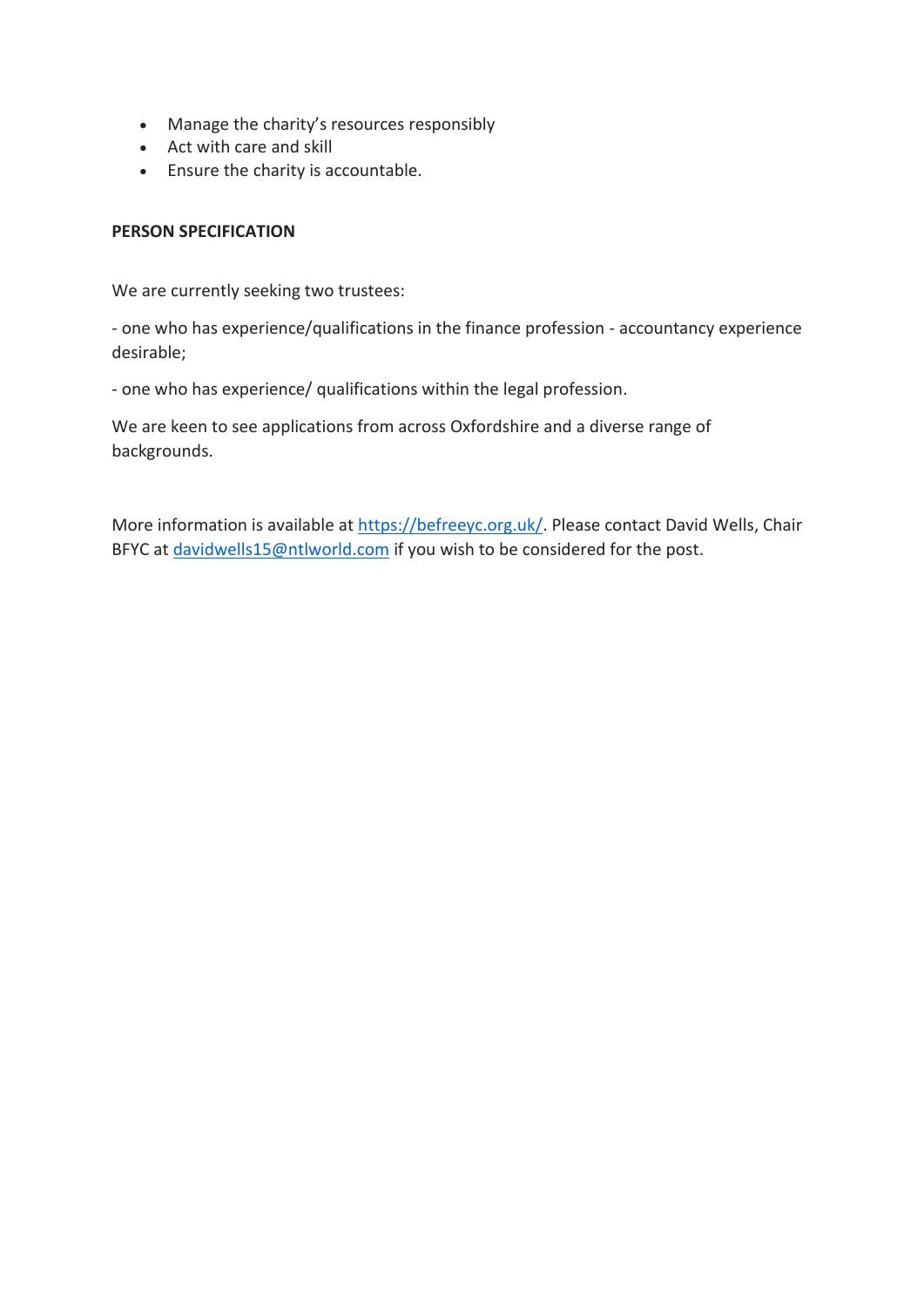- Manage the charity's resources responsibly
- Act with care and skill
- Ensure the charity is accountable.

**PERSON SPECIFICATION**

We are currently seeking two trustees:

- one who has experience/qualifications in the finance profession - accountancy experience desirable;

- one who has experience/ qualifications within the legal profession.

We are keen to see applications from across Oxfordshire and a diverse range of backgrounds.

More information is available at https://befreeyc.org.uk/. Please contact David Wells, Chair BFYC at davidwells15@ntlworld.com if you wish to be considered for the post.